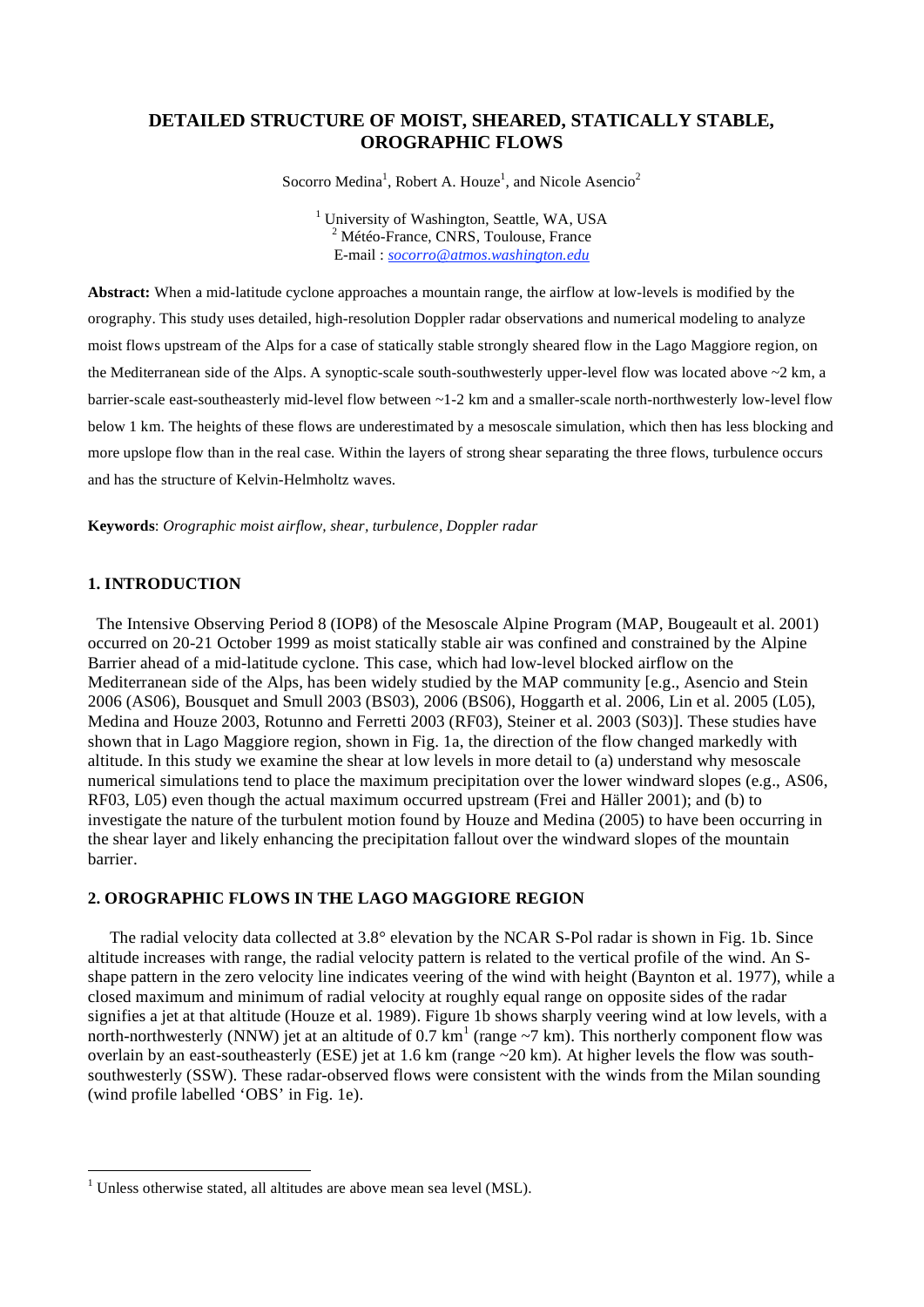# DETAILED STRUCTURE OF MOIST, SHEARED, STATICALLY STABLE, OROGRAPHIC FLOWS

Socorro Medina[1], Robert A. Houze[1], and Nicole Asencio[2]

[1] University of Washington, Seattle, WA, USA
[2] Météo-France, CNRS, Toulouse, France
E-mail : *socorro@atmos.washington.edu*

**Abstract:** When a mid-latitude cyclone approaches a mountain range, the airflow at low-levels is modified by the orography. This study uses detailed, high-resolution Doppler radar observations and numerical modeling to analyze moist flows upstream of the Alps for a case of statically stable strongly sheared flow in the Lago Maggiore region, on the Mediterranean side of the Alps. A synoptic-scale south-southwesterly upper-level flow was located above ~2 km, a barrier-scale east-southeasterly mid-level flow between ~1-2 km and a smaller-scale north-northwesterly low-level flow below 1 km. The heights of these flows are underestimated by a mesoscale simulation, which then has less blocking and more upslope flow than in the real case. Within the layers of strong shear separating the three flows, turbulence occurs and has the structure of Kelvin-Helmholtz waves.

**Keywords**: *Orographic moist airflow, shear, turbulence, Doppler radar*

## 1. INTRODUCTION

The Intensive Observing Period 8 (IOP8) of the Mesoscale Alpine Program (MAP, Bougeault et al. 2001) occurred on 20-21 October 1999 as moist statically stable air was confined and constrained by the Alpine Barrier ahead of a mid-latitude cyclone. This case, which had low-level blocked airflow on the Mediterranean side of the Alps, has been widely studied by the MAP community [e.g., Asencio and Stein 2006 (AS06), Bousquet and Smull 2003 (BS03), 2006 (BS06), Hoggarth et al. 2006, Lin et al. 2005 (L05), Medina and Houze 2003, Rotunno and Ferretti 2003 (RF03), Steiner et al. 2003 (S03)]. These studies have shown that in Lago Maggiore region, shown in Fig. 1a, the direction of the flow changed markedly with altitude. In this study we examine the shear at low levels in more detail to (a) understand why mesoscale numerical simulations tend to place the maximum precipitation over the lower windward slopes (e.g., AS06, RF03, L05) even though the actual maximum occurred upstream (Frei and Häller 2001); and (b) to investigate the nature of the turbulent motion found by Houze and Medina (2005) to have been occurring in the shear layer and likely enhancing the precipitation fallout over the windward slopes of the mountain barrier.

## 2. OROGRAPHIC FLOWS IN THE LAGO MAGGIORE REGION

The radial velocity data collected at 3.8° elevation by the NCAR S-Pol radar is shown in Fig. 1b. Since altitude increases with range, the radial velocity pattern is related to the vertical profile of the wind. An S-shape pattern in the zero velocity line indicates veering of the wind with height (Baynton et al. 1977), while a closed maximum and minimum of radial velocity at roughly equal range on opposite sides of the radar signifies a jet at that altitude (Houze et al. 1989). Figure 1b shows sharply veering wind at low levels, with a north-northwesterly (NNW) jet at an altitude of 0.7 km[1] (range ~7 km). This northerly component flow was overlain by an east-southeasterly (ESE) jet at 1.6 km (range ~20 km). At higher levels the flow was south-southwesterly (SSW). These radar-observed flows were consistent with the winds from the Milan sounding (wind profile labelled 'OBS' in Fig. 1e).

[1] Unless otherwise stated, all altitudes are above mean sea level (MSL).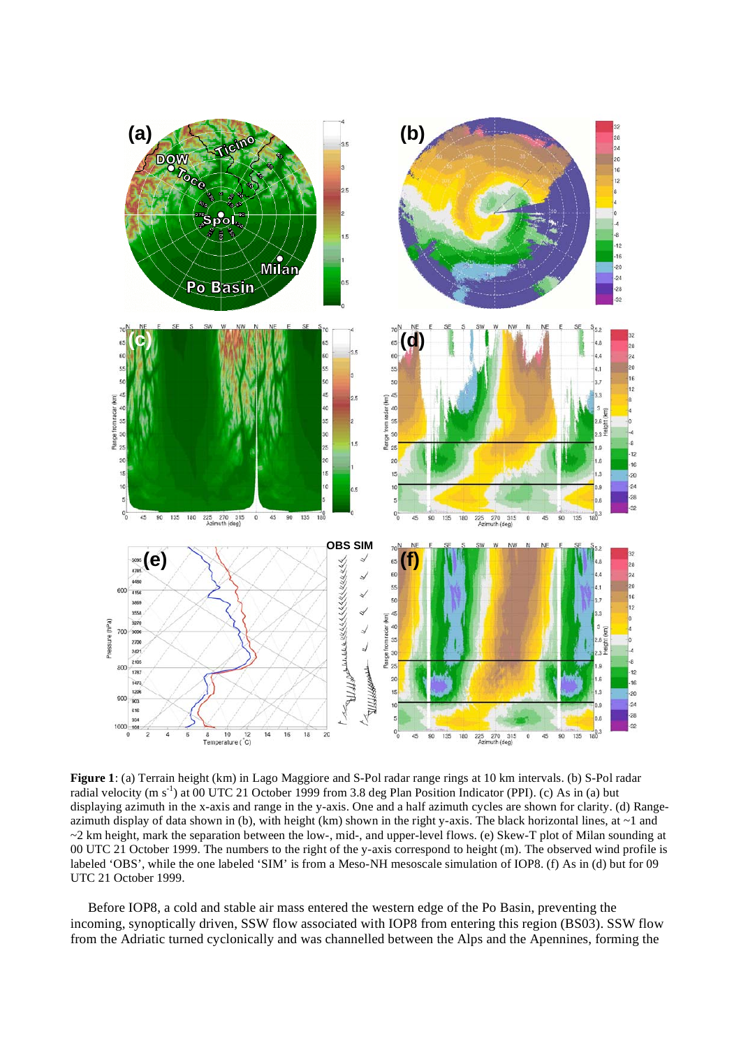**Figure 1**: (a) Terrain height (km) in Lago Maggiore and S-Pol radar range rings at 10 km intervals. (b) S-Pol radar radial velocity (m s$^{-1}$) at 00 UTC 21 October 1999 from 3.8 deg Plan Position Indicator (PPI). (c) As in (a) but displaying azimuth in the x-axis and range in the y-axis. One and a half azimuth cycles are shown for clarity. (d) Range-azimuth display of data shown in (b), with height (km) shown in the right y-axis. The black horizontal lines, at ~1 and ~2 km height, mark the separation between the low-, mid-, and upper-level flows. (e) Skew-T plot of Milan sounding at 00 UTC 21 October 1999. The numbers to the right of the y-axis correspond to height (m). The observed wind profile is labeled 'OBS', while the one labeled 'SIM' is from a Meso-NH mesoscale simulation of IOP8. (f) As in (d) but for 09 UTC 21 October 1999.

Before IOP8, a cold and stable air mass entered the western edge of the Po Basin, preventing the incoming, synoptically driven, SSW flow associated with IOP8 from entering this region (BS03). SSW flow from the Adriatic turned cyclonically and was channelled between the Alps and the Apennines, forming the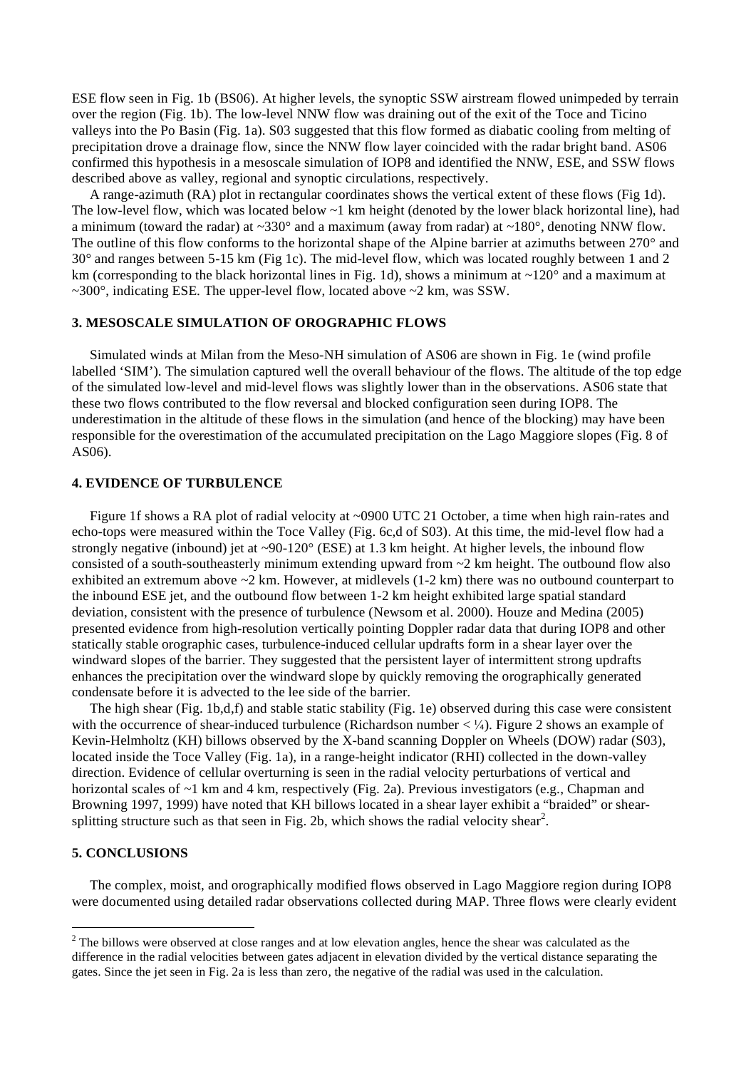ESE flow seen in Fig. 1b (BS06). At higher levels, the synoptic SSW airstream flowed unimpeded by terrain over the region (Fig. 1b). The low-level NNW flow was draining out of the exit of the Toce and Ticino valleys into the Po Basin (Fig. 1a). S03 suggested that this flow formed as diabatic cooling from melting of precipitation drove a drainage flow, since the NNW flow layer coincided with the radar bright band. AS06 confirmed this hypothesis in a mesoscale simulation of IOP8 and identified the NNW, ESE, and SSW flows described above as valley, regional and synoptic circulations, respectively.

A range-azimuth (RA) plot in rectangular coordinates shows the vertical extent of these flows (Fig 1d). The low-level flow, which was located below ~1 km height (denoted by the lower black horizontal line), had a minimum (toward the radar) at ~330° and a maximum (away from radar) at ~180°, denoting NNW flow. The outline of this flow conforms to the horizontal shape of the Alpine barrier at azimuths between 270° and 30° and ranges between 5-15 km (Fig 1c). The mid-level flow, which was located roughly between 1 and 2 km (corresponding to the black horizontal lines in Fig. 1d), shows a minimum at ~120° and a maximum at ~300°, indicating ESE. The upper-level flow, located above ~2 km, was SSW.

## 3. MESOSCALE SIMULATION OF OROGRAPHIC FLOWS

Simulated winds at Milan from the Meso-NH simulation of AS06 are shown in Fig. 1e (wind profile labelled 'SIM'). The simulation captured well the overall behaviour of the flows. The altitude of the top edge of the simulated low-level and mid-level flows was slightly lower than in the observations. AS06 state that these two flows contributed to the flow reversal and blocked configuration seen during IOP8. The underestimation in the altitude of these flows in the simulation (and hence of the blocking) may have been responsible for the overestimation of the accumulated precipitation on the Lago Maggiore slopes (Fig. 8 of AS06).

## 4. EVIDENCE OF TURBULENCE

Figure 1f shows a RA plot of radial velocity at ~0900 UTC 21 October, a time when high rain-rates and echo-tops were measured within the Toce Valley (Fig. 6c,d of S03). At this time, the mid-level flow had a strongly negative (inbound) jet at ~90-120° (ESE) at 1.3 km height. At higher levels, the inbound flow consisted of a south-southeasterly minimum extending upward from ~2 km height. The outbound flow also exhibited an extremum above ~2 km. However, at midlevels (1-2 km) there was no outbound counterpart to the inbound ESE jet, and the outbound flow between 1-2 km height exhibited large spatial standard deviation, consistent with the presence of turbulence (Newsom et al. 2000). Houze and Medina (2005) presented evidence from high-resolution vertically pointing Doppler radar data that during IOP8 and other statically stable orographic cases, turbulence-induced cellular updrafts form in a shear layer over the windward slopes of the barrier. They suggested that the persistent layer of intermittent strong updrafts enhances the precipitation over the windward slope by quickly removing the orographically generated condensate before it is advected to the lee side of the barrier.

The high shear (Fig. 1b,d,f) and stable static stability (Fig. 1e) observed during this case were consistent with the occurrence of shear-induced turbulence (Richardson number < ¼). Figure 2 shows an example of Kevin-Helmholtz (KH) billows observed by the X-band scanning Doppler on Wheels (DOW) radar (S03), located inside the Toce Valley (Fig. 1a), in a range-height indicator (RHI) collected in the down-valley direction. Evidence of cellular overturning is seen in the radial velocity perturbations of vertical and horizontal scales of ~1 km and 4 km, respectively (Fig. 2a). Previous investigators (e.g., Chapman and Browning 1997, 1999) have noted that KH billows located in a shear layer exhibit a "braided" or shear-splitting structure such as that seen in Fig. 2b, which shows the radial velocity shear[2].

## 5. CONCLUSIONS

The complex, moist, and orographically modified flows observed in Lago Maggiore region during IOP8 were documented using detailed radar observations collected during MAP. Three flows were clearly evident

---

[2] The billows were observed at close ranges and at low elevation angles, hence the shear was calculated as the difference in the radial velocities between gates adjacent in elevation divided by the vertical distance separating the gates. Since the jet seen in Fig. 2a is less than zero, the negative of the radial was used in the calculation.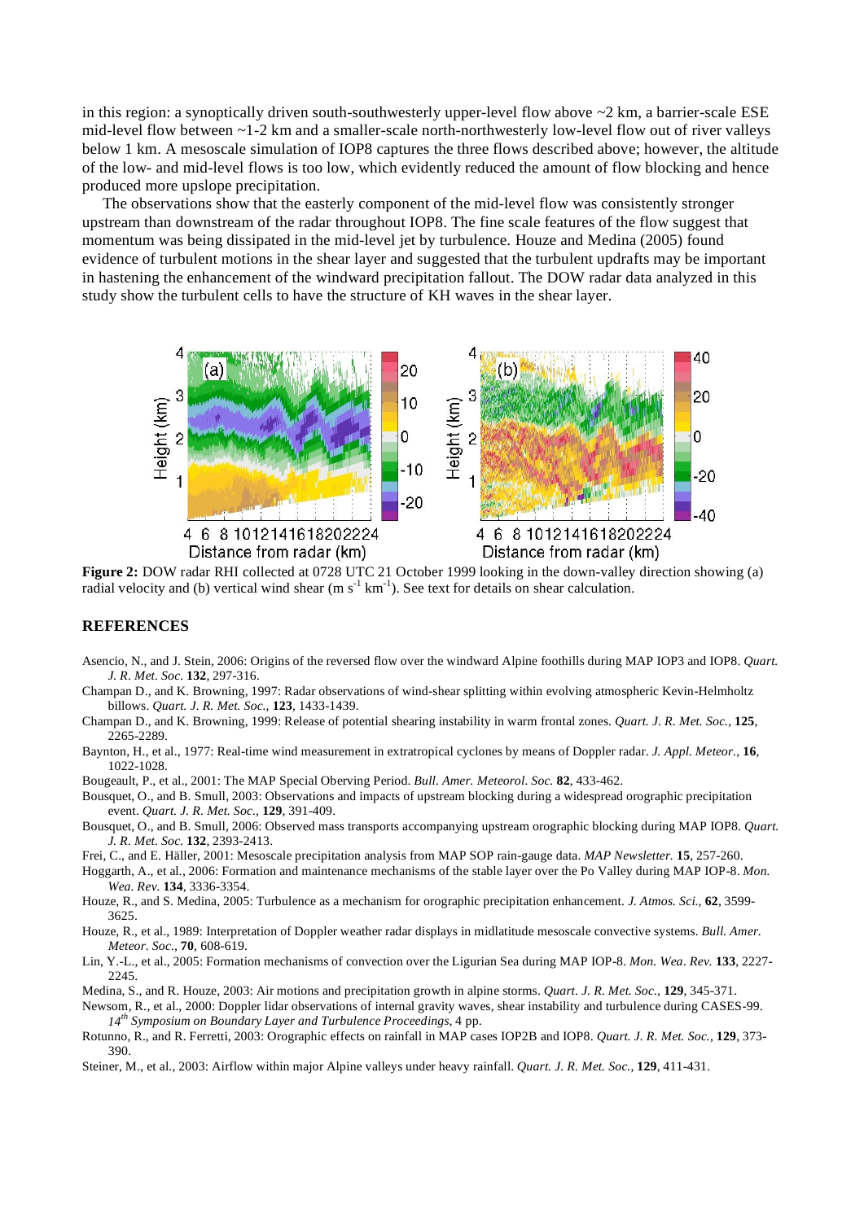in this region: a synoptically driven south-southwesterly upper-level flow above ~2 km, a barrier-scale ESE mid-level flow between ~1-2 km and a smaller-scale north-northwesterly low-level flow out of river valleys below 1 km. A mesoscale simulation of IOP8 captures the three flows described above; however, the altitude of the low- and mid-level flows is too low, which evidently reduced the amount of flow blocking and hence produced more upslope precipitation.

The observations show that the easterly component of the mid-level flow was consistently stronger upstream than downstream of the radar throughout IOP8. The fine scale features of the flow suggest that momentum was being dissipated in the mid-level jet by turbulence. Houze and Medina (2005) found evidence of turbulent motions in the shear layer and suggested that the turbulent updrafts may be important in hastening the enhancement of the windward precipitation fallout. The DOW radar data analyzed in this study show the turbulent cells to have the structure of KH waves in the shear layer.

(a)
Height (km)
4
3
2
1
20
10
0
-10
-20
4 6 8 10 12 14 16 18 20 22 24
Distance from radar (km)

(b)
Height (km)
4
3
2
1
40
20
0
-20
-40
4 6 8 10 12 14 16 18 20 22 24
Distance from radar (km)

**Figure 2:** DOW radar RHI collected at 0728 UTC 21 October 1999 looking in the down-valley direction showing (a) radial velocity and (b) vertical wind shear (m $s^{-1}$ $km^{-1}$). See text for details on shear calculation.

## REFERENCES

Asencio, N., and J. Stein, 2006: Origins of the reversed flow over the windward Alpine foothills during MAP IOP3 and IOP8. *Quart. J. R. Met. Soc.* **132**, 297-316.

Champan D., and K. Browning, 1997: Radar observations of wind-shear splitting within evolving atmospheric Kevin-Helmholtz billows. *Quart. J. R. Met. Soc.*, **123**, 1433-1439.

Champan D., and K. Browning, 1999: Release of potential shearing instability in warm frontal zones. *Quart. J. R. Met. Soc.*, **125**, 2265-2289.

Baynton, H., et al., 1977: Real-time wind measurement in extratropical cyclones by means of Doppler radar. *J. Appl. Meteor.*, **16**, 1022-1028.

Bougeault, P., et al., 2001: The MAP Special Oberving Period. *Bull. Amer. Meteorol. Soc.* **82**, 433-462.

Bousquet, O., and B. Smull, 2003: Observations and impacts of upstream blocking during a widespread orographic precipitation event. *Quart. J. R. Met. Soc.*, **129**, 391-409.

Bousquet, O., and B. Smull, 2006: Observed mass transports accompanying upstream orographic blocking during MAP IOP8. *Quart. J. R. Met. Soc.* **132**, 2393-2413.

Frei, C., and E. Häller, 2001: Mesoscale precipitation analysis from MAP SOP rain-gauge data. *MAP Newsletter.* **15**, 257-260.

Hoggarth, A., et al., 2006: Formation and maintenance mechanisms of the stable layer over the Po Valley during MAP IOP-8. *Mon. Wea. Rev.* **134**, 3336-3354.

Houze, R., and S. Medina, 2005: Turbulence as a mechanism for orographic precipitation enhancement. *J. Atmos. Sci.*, **62**, 3599-3625.

Houze, R., et al., 1989: Interpretation of Doppler weather radar displays in midlatitude mesoscale convective systems. *Bull. Amer. Meteor. Soc.*, **70**, 608-619.

Lin, Y.-L., et al., 2005: Formation mechanisms of convection over the Ligurian Sea during MAP IOP-8. *Mon. Wea. Rev.* **133**, 2227-2245.

Medina, S., and R. Houze, 2003: Air motions and precipitation growth in alpine storms. *Quart. J. R. Met. Soc.*, **129**, 345-371.

Newsom, R., et al., 2000: Doppler lidar observations of internal gravity waves, shear instability and turbulence during CASES-99. *14th Symposium on Boundary Layer and Turbulence Proceedings*, 4 pp.

Rotunno, R., and R. Ferretti, 2003: Orographic effects on rainfall in MAP cases IOP2B and IOP8. *Quart. J. R. Met. Soc.*, **129**, 373-390.

Steiner, M., et al., 2003: Airflow within major Alpine valleys under heavy rainfall. *Quart. J. R. Met. Soc.*, **129**, 411-431.